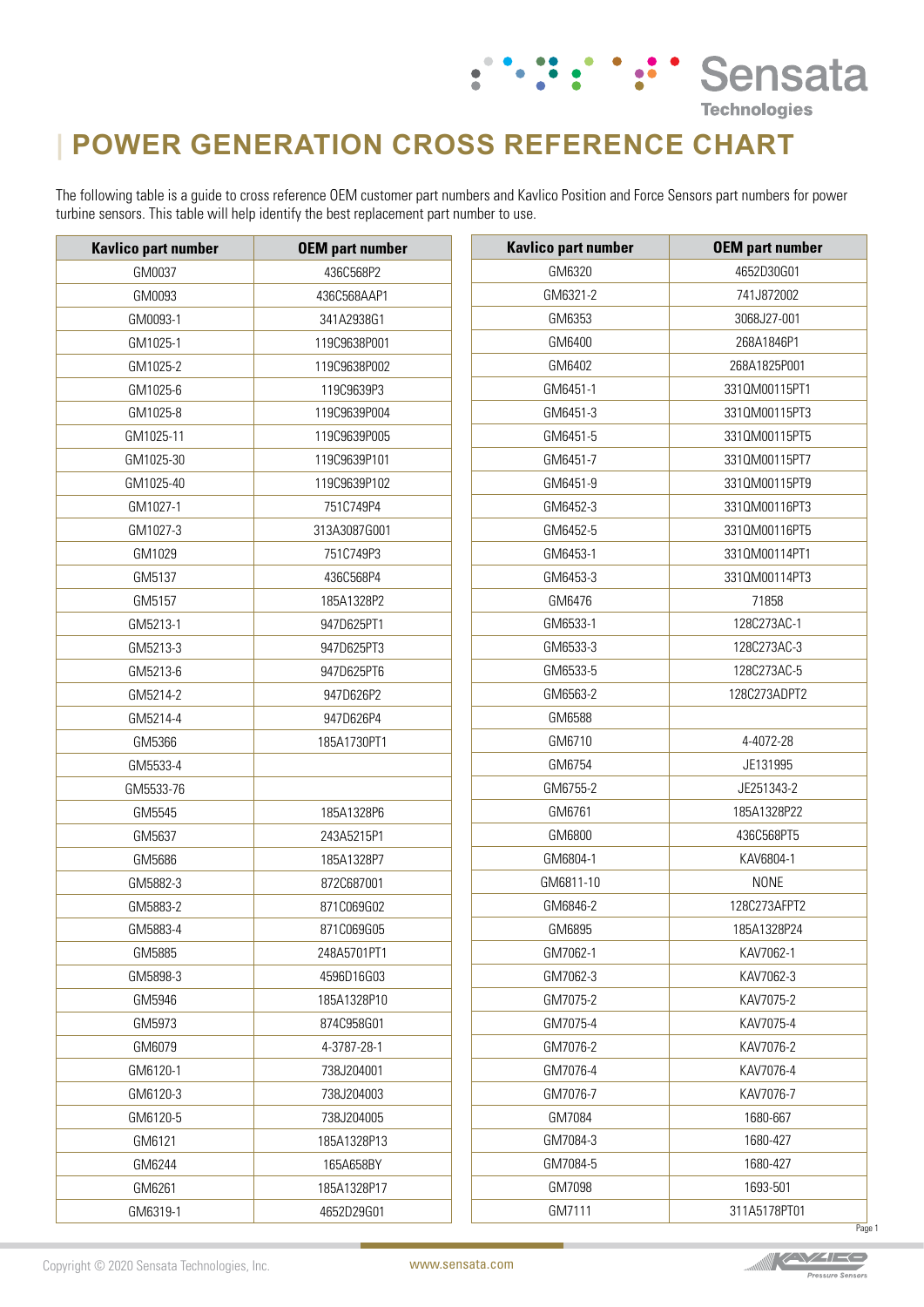# POWER GENERATION CROSS REFERENCE CHART

The following table is a guide to cross reference OEM customer part numbers and Kavlico Position and Force Sensors part numbers for power turbine sensors. This table will help identify the best replacement part number to use.

| Kavlico part number | OEM part number |
|---|---|
| GM0037 | 436C568P2 |
| GM0093 | 436C568AAP1 |
| GM0093-1 | 341A2938G1 |
| GM1025-1 | 119C9638P001 |
| GM1025-2 | 119C9638P002 |
| GM1025-6 | 119C9639P3 |
| GM1025-8 | 119C9639P004 |
| GM1025-11 | 119C9639P005 |
| GM1025-30 | 119C9639P101 |
| GM1025-40 | 119C9639P102 |
| GM1027-1 | 751C749P4 |
| GM1027-3 | 313A3087G001 |
| GM1029 | 751C749P3 |
| GM5137 | 436C568P4 |
| GM5157 | 185A1328P2 |
| GM5213-1 | 947D625PT1 |
| GM5213-3 | 947D625PT3 |
| GM5213-6 | 947D625PT6 |
| GM5214-2 | 947D626P2 |
| GM5214-4 | 947D626P4 |
| GM5366 | 185A1730PT1 |
| GM5533-4 | |
| GM5533-76 | |
| GM5545 | 185A1328P6 |
| GM5637 | 243A5215P1 |
| GM5686 | 185A1328P7 |
| GM5882-3 | 872C687001 |
| GM5883-2 | 871C069G02 |
| GM5883-4 | 871C069G05 |
| GM5885 | 248A5701PT1 |
| GM5898-3 | 4596D16G03 |
| GM5946 | 185A1328P10 |
| GM5973 | 874C958G01 |
| GM6079 | 4-3787-28-1 |
| GM6120-1 | 738J204001 |
| GM6120-3 | 738J204003 |
| GM6120-5 | 738J204005 |
| GM6121 | 185A1328P13 |
| GM6244 | 165A658BY |
| GM6261 | 185A1328P17 |
| GM6319-1 | 4652D29G01 |
| GM6320 | 4652D30G01 |
| GM6321-2 | 741J872002 |
| GM6353 | 3068J27-001 |
| GM6400 | 268A1846P1 |
| GM6402 | 268A1825P001 |
| GM6451-1 | 331QM00115PT1 |
| GM6451-3 | 331QM00115PT3 |
| GM6451-5 | 331QM00115PT5 |
| GM6451-7 | 331QM00115PT7 |
| GM6451-9 | 331QM00115PT9 |
| GM6452-3 | 331QM00116PT3 |
| GM6452-5 | 331QM00116PT5 |
| GM6453-1 | 331QM00114PT1 |
| GM6453-3 | 331QM00114PT3 |
| GM6476 | 71858 |
| GM6533-1 | 128C273AC-1 |
| GM6533-3 | 128C273AC-3 |
| GM6533-5 | 128C273AC-5 |
| GM6563-2 | 128C273ADPT2 |
| GM6588 | |
| GM6710 | 4-4072-28 |
| GM6754 | JE131995 |
| GM6755-2 | JE251343-2 |
| GM6761 | 185A1328P22 |
| GM6800 | 436C568PT5 |
| GM6804-1 | KAV6804-1 |
| GM6811-10 | NONE |
| GM6846-2 | 128C273AFPT2 |
| GM6895 | 185A1328P24 |
| GM7062-1 | KAV7062-1 |
| GM7062-3 | KAV7062-3 |
| GM7075-2 | KAV7075-2 |
| GM7075-4 | KAV7075-4 |
| GM7076-2 | KAV7076-2 |
| GM7076-4 | KAV7076-4 |
| GM7076-7 | KAV7076-7 |
| GM7084 | 1680-667 |
| GM7084-3 | 1680-427 |
| GM7084-5 | 1680-427 |
| GM7098 | 1693-501 |
| GM7111 | 311A5178PT01 |

Copyright © 2020 Sensata Technologies, Inc. www.sensata.com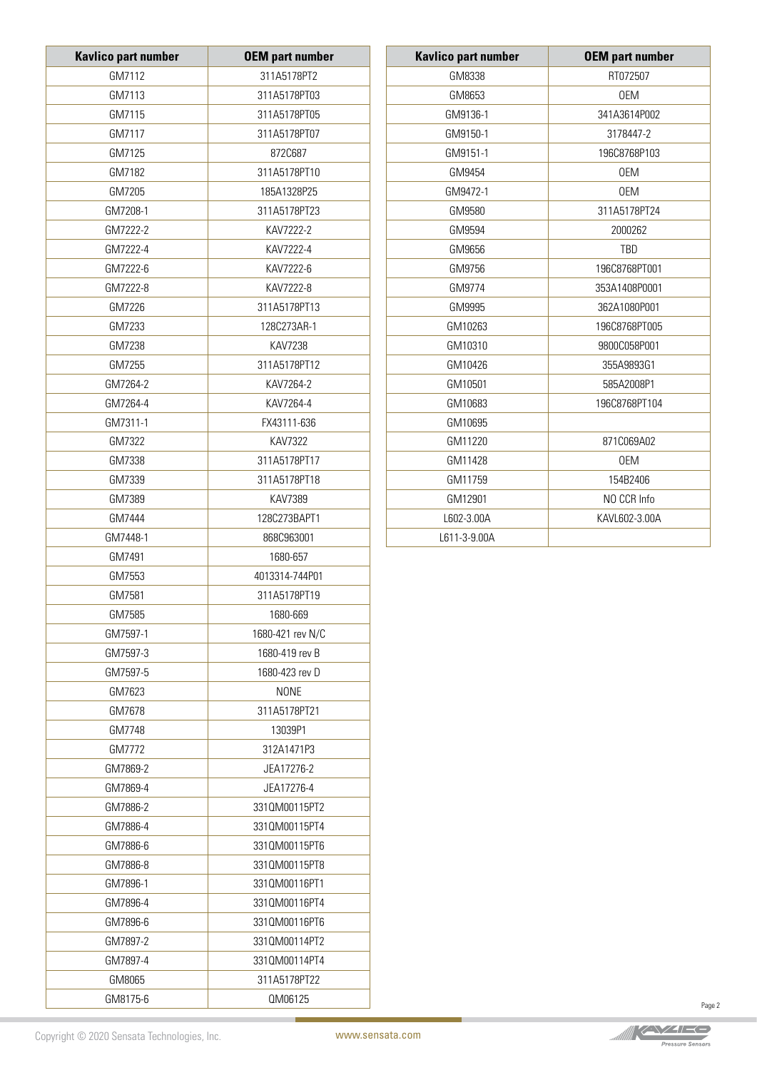| Kavlico part number | OEM part number |
|---|---|
| GM7112 | 311A5178PT2 |
| GM7113 | 311A5178PT03 |
| GM7115 | 311A5178PT05 |
| GM7117 | 311A5178PT07 |
| GM7125 | 872C687 |
| GM7182 | 311A5178PT10 |
| GM7205 | 185A1328P25 |
| GM7208-1 | 311A5178PT23 |
| GM7222-2 | KAV7222-2 |
| GM7222-4 | KAV7222-4 |
| GM7222-6 | KAV7222-6 |
| GM7222-8 | KAV7222-8 |
| GM7226 | 311A5178PT13 |
| GM7233 | 128C273AR-1 |
| GM7238 | KAV7238 |
| GM7255 | 311A5178PT12 |
| GM7264-2 | KAV7264-2 |
| GM7264-4 | KAV7264-4 |
| GM7311-1 | FX43111-636 |
| GM7322 | KAV7322 |
| GM7338 | 311A5178PT17 |
| GM7339 | 311A5178PT18 |
| GM7389 | KAV7389 |
| GM7444 | 128C273BAPT1 |
| GM7448-1 | 868C963001 |
| GM7491 | 1680-657 |
| GM7553 | 4013314-744P01 |
| GM7581 | 311A5178PT19 |
| GM7585 | 1680-669 |
| GM7597-1 | 1680-421 rev N/C |
| GM7597-3 | 1680-419 rev B |
| GM7597-5 | 1680-423 rev D |
| GM7623 | NONE |
| GM7678 | 311A5178PT21 |
| GM7748 | 13039P1 |
| GM7772 | 312A1471P3 |
| GM7869-2 | JEA17276-2 |
| GM7869-4 | JEA17276-4 |
| GM7886-2 | 331QM00115PT2 |
| GM7886-4 | 331QM00115PT4 |
| GM7886-6 | 331QM00115PT6 |
| GM7886-8 | 331QM00115PT8 |
| GM7896-1 | 331QM00116PT1 |
| GM7896-4 | 331QM00116PT4 |
| GM7896-6 | 331QM00116PT6 |
| GM7897-2 | 331QM00114PT2 |
| GM7897-4 | 331QM00114PT4 |
| GM8065 | 311A5178PT22 |
| GM8175-6 | QM06125 |

| Kavlico part number | OEM part number |
|---|---|
| GM8338 | RT072507 |
| GM8653 | OEM |
| GM9136-1 | 341A3614P002 |
| GM9150-1 | 3178447-2 |
| GM9151-1 | 196C8768P103 |
| GM9454 | OEM |
| GM9472-1 | OEM |
| GM9580 | 311A5178PT24 |
| GM9594 | 2000262 |
| GM9656 | TBD |
| GM9756 | 196C8768PT001 |
| GM9774 | 353A1408P0001 |
| GM9995 | 362A1080P001 |
| GM10263 | 196C8768PT005 |
| GM10310 | 9800C058P001 |
| GM10426 | 355A9893G1 |
| GM10501 | 585A2008P1 |
| GM10683 | 196C8768PT104 |
| GM10695 | |
| GM11220 | 871C069A02 |
| GM11428 | OEM |
| GM11759 | 154B2406 |
| GM12901 | NO CCR Info |
| L602-3.00A | KAVL602-3.00A |
| L611-3-9.00A | |

Copyright © 2020 Sensata Technologies, Inc.

www.sensata.com